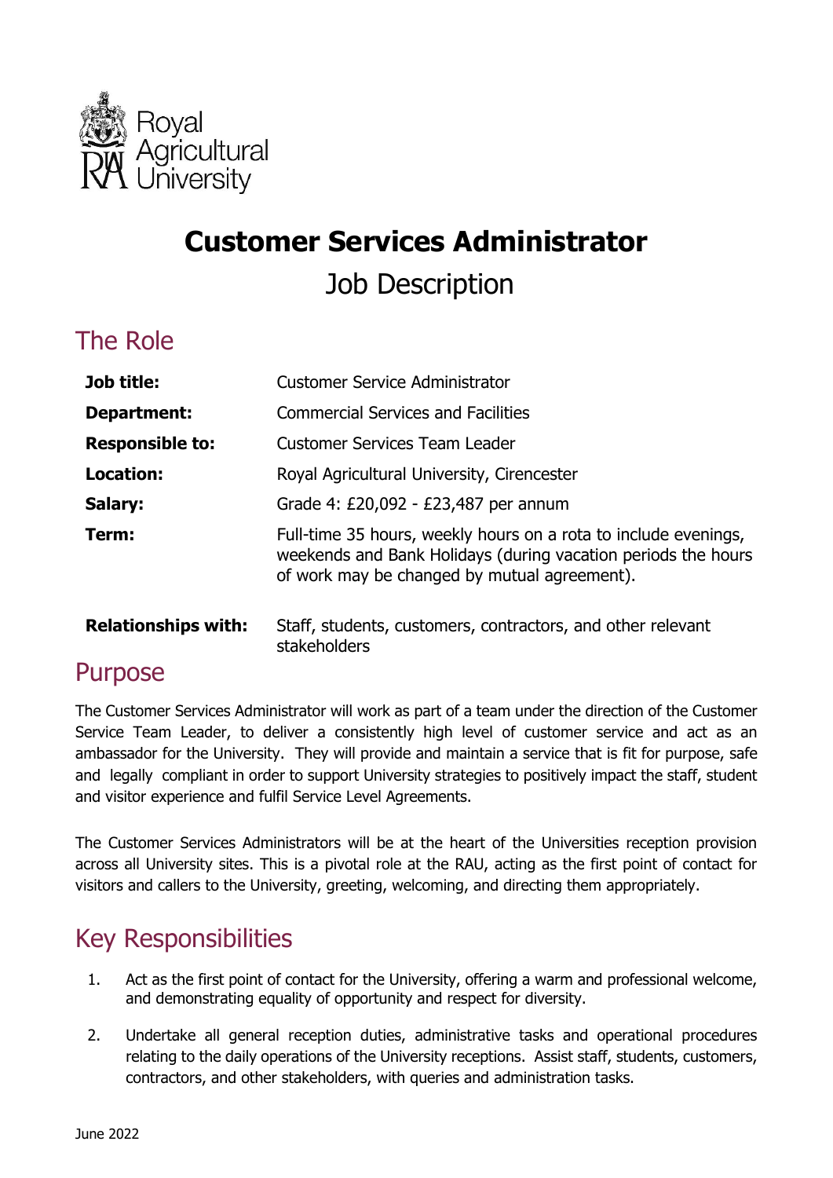Royal Agricultural University

# Customer Services Administrator

## Job Description

## The Role

| | |
|---|---|
| **Job title:** | Customer Service Administrator |
| **Department:** | Commercial Services and Facilities |
| **Responsible to:** | Customer Services Team Leader |
| **Location:** | Royal Agricultural University, Cirencester |
| **Salary:** | Grade 4: £20,092 - £23,487 per annum |
| **Term:** | Full-time 35 hours, weekly hours on a rota to include evenings, weekends and Bank Holidays (during vacation periods the hours of work may be changed by mutual agreement). |
| **Relationships with:** | Staff, students, customers, contractors, and other relevant stakeholders |

## Purpose

The Customer Services Administrator will work as part of a team under the direction of the Customer Service Team Leader, to deliver a consistently high level of customer service and act as an ambassador for the University. They will provide and maintain a service that is fit for purpose, safe and legally compliant in order to support University strategies to positively impact the staff, student and visitor experience and fulfil Service Level Agreements.

The Customer Services Administrators will be at the heart of the Universities reception provision across all University sites. This is a pivotal role at the RAU, acting as the first point of contact for visitors and callers to the University, greeting, welcoming, and directing them appropriately.

## Key Responsibilities

1. Act as the first point of contact for the University, offering a warm and professional welcome, and demonstrating equality of opportunity and respect for diversity.

2. Undertake all general reception duties, administrative tasks and operational procedures relating to the daily operations of the University receptions. Assist staff, students, customers, contractors, and other stakeholders, with queries and administration tasks.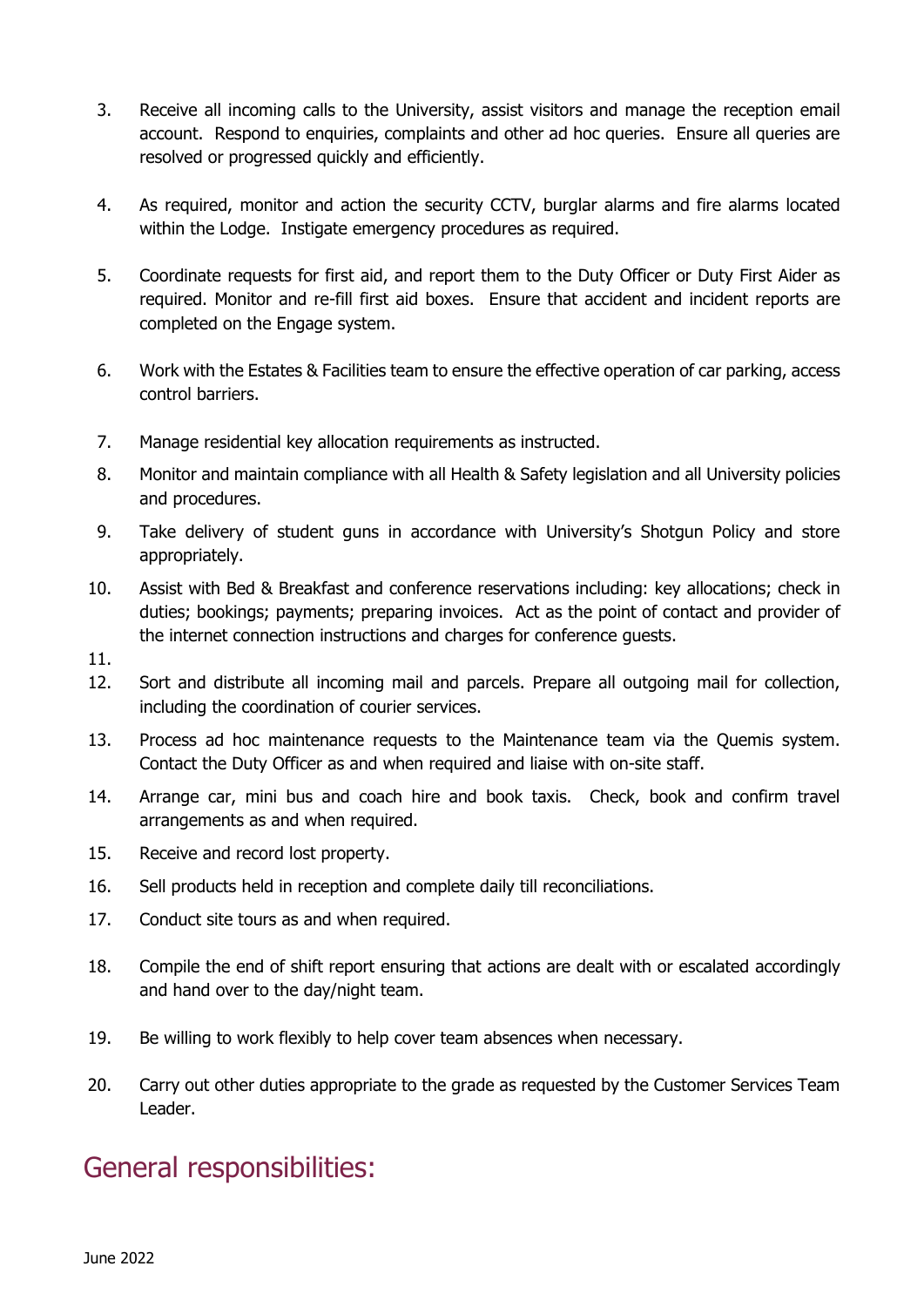3. Receive all incoming calls to the University, assist visitors and manage the reception email account. Respond to enquiries, complaints and other ad hoc queries. Ensure all queries are resolved or progressed quickly and efficiently.

4. As required, monitor and action the security CCTV, burglar alarms and fire alarms located within the Lodge. Instigate emergency procedures as required.

5. Coordinate requests for first aid, and report them to the Duty Officer or Duty First Aider as required. Monitor and re-fill first aid boxes. Ensure that accident and incident reports are completed on the Engage system.

6. Work with the Estates & Facilities team to ensure the effective operation of car parking, access control barriers.

7. Manage residential key allocation requirements as instructed.

8. Monitor and maintain compliance with all Health & Safety legislation and all University policies and procedures.

9. Take delivery of student guns in accordance with University's Shotgun Policy and store appropriately.

10. Assist with Bed & Breakfast and conference reservations including: key allocations; check in duties; bookings; payments; preparing invoices. Act as the point of contact and provider of the internet connection instructions and charges for conference guests.

11.

12. Sort and distribute all incoming mail and parcels. Prepare all outgoing mail for collection, including the coordination of courier services.

13. Process ad hoc maintenance requests to the Maintenance team via the Quemis system. Contact the Duty Officer as and when required and liaise with on-site staff.

14. Arrange car, mini bus and coach hire and book taxis. Check, book and confirm travel arrangements as and when required.

15. Receive and record lost property.

16. Sell products held in reception and complete daily till reconciliations.

17. Conduct site tours as and when required.

18. Compile the end of shift report ensuring that actions are dealt with or escalated accordingly and hand over to the day/night team.

19. Be willing to work flexibly to help cover team absences when necessary.

20. Carry out other duties appropriate to the grade as requested by the Customer Services Team Leader.

## General responsibilities: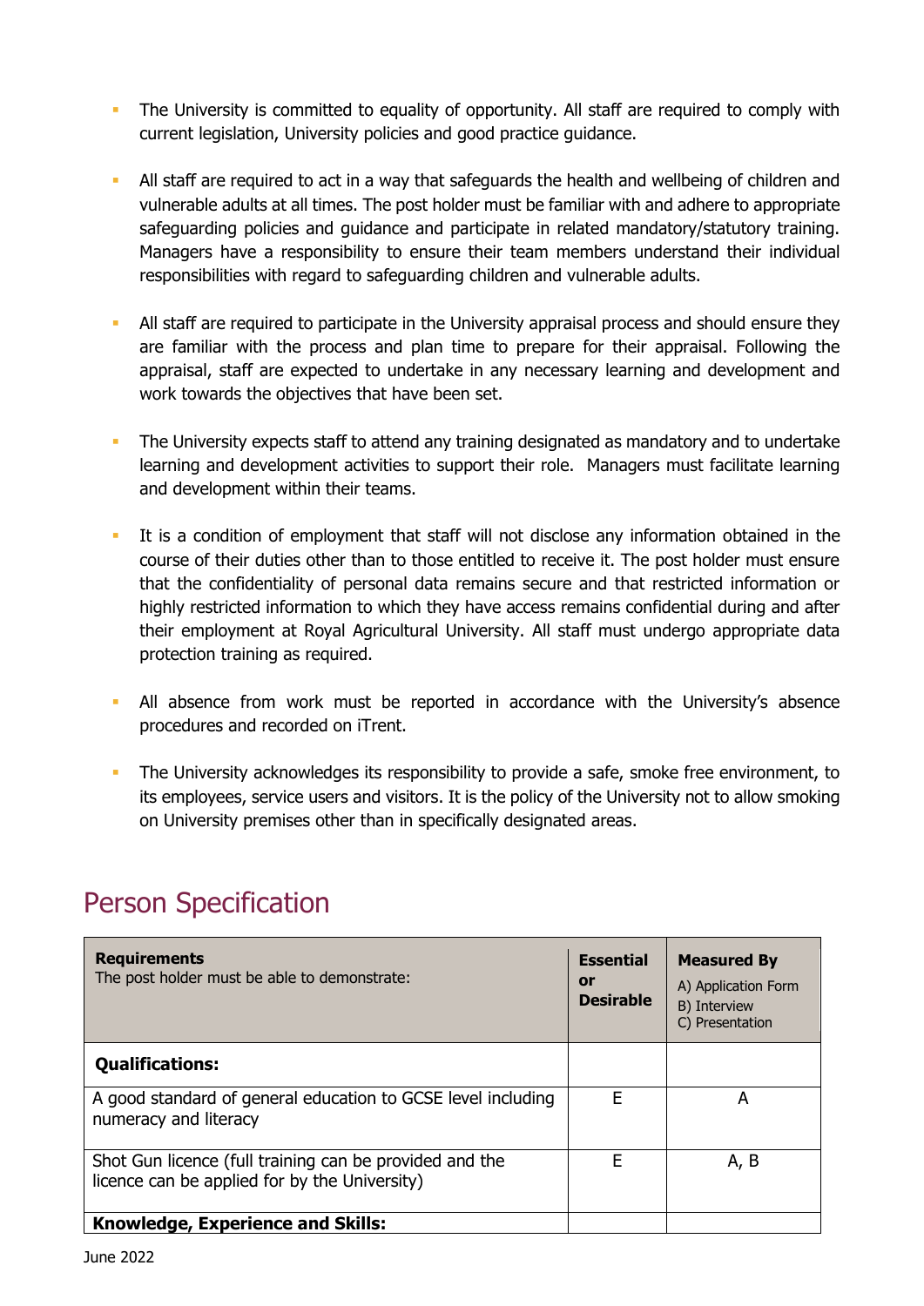- The University is committed to equality of opportunity. All staff are required to comply with current legislation, University policies and good practice guidance.

- All staff are required to act in a way that safeguards the health and wellbeing of children and vulnerable adults at all times. The post holder must be familiar with and adhere to appropriate safeguarding policies and guidance and participate in related mandatory/statutory training. Managers have a responsibility to ensure their team members understand their individual responsibilities with regard to safeguarding children and vulnerable adults.

- All staff are required to participate in the University appraisal process and should ensure they are familiar with the process and plan time to prepare for their appraisal. Following the appraisal, staff are expected to undertake in any necessary learning and development and work towards the objectives that have been set.

- The University expects staff to attend any training designated as mandatory and to undertake learning and development activities to support their role. Managers must facilitate learning and development within their teams.

- It is a condition of employment that staff will not disclose any information obtained in the course of their duties other than to those entitled to receive it. The post holder must ensure that the confidentiality of personal data remains secure and that restricted information or highly restricted information to which they have access remains confidential during and after their employment at Royal Agricultural University. All staff must undergo appropriate data protection training as required.

- All absence from work must be reported in accordance with the University's absence procedures and recorded on iTrent.

- The University acknowledges its responsibility to provide a safe, smoke free environment, to its employees, service users and visitors. It is the policy of the University not to allow smoking on University premises other than in specifically designated areas.

## Person Specification

| **Requirements** The post holder must be able to demonstrate: | **Essential or Desirable** | **Measured By** A) Application Form B) Interview C) Presentation |
|---|---|---|
| **Qualifications:** | | |
| A good standard of general education to GCSE level including numeracy and literacy | E | A |
| Shot Gun licence (full training can be provided and the licence can be applied for by the University) | E | A, B |
| **Knowledge, Experience and Skills:** | | |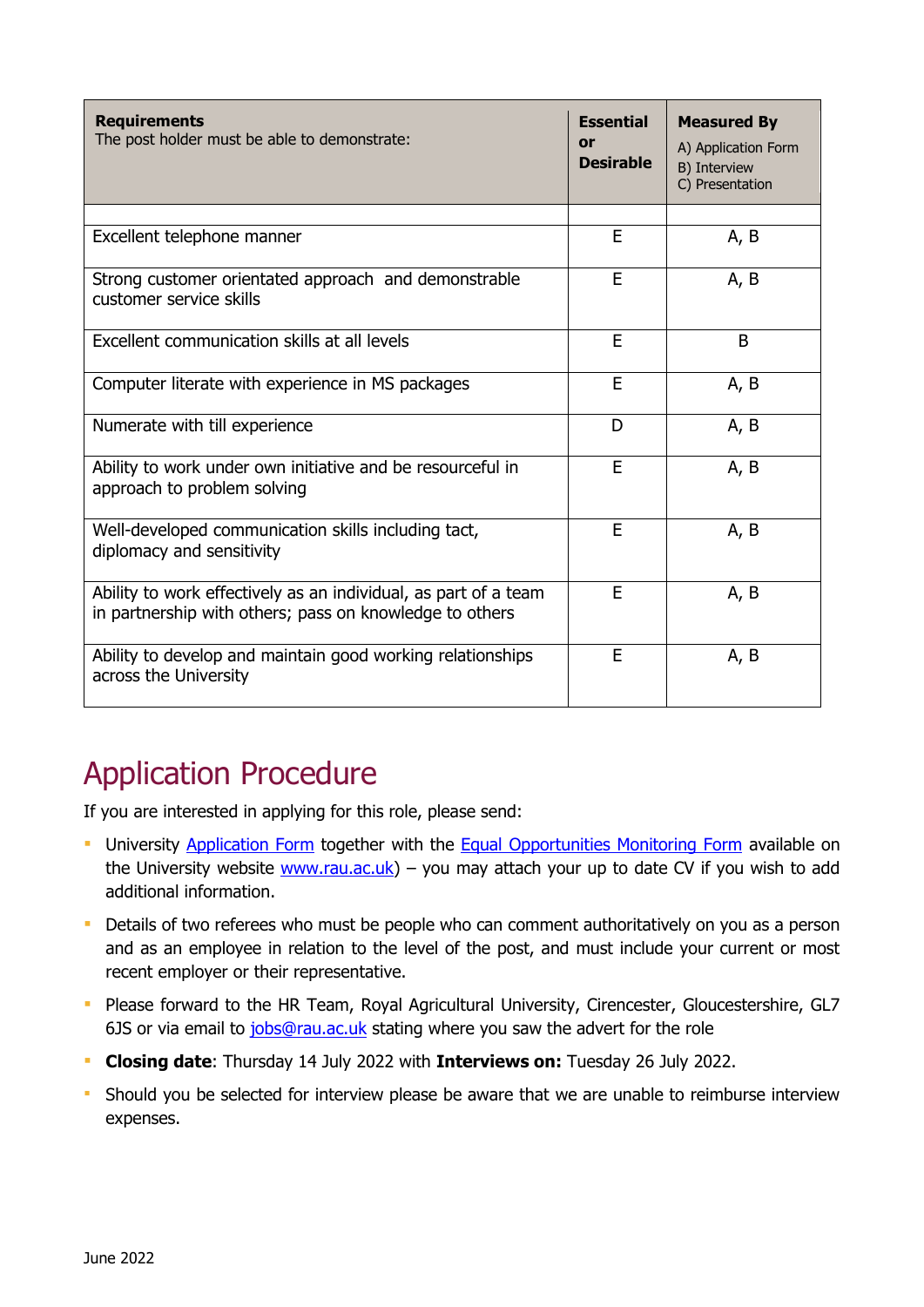| **Requirements**<br>The post holder must be able to demonstrate: | **Essential or Desirable** | **Measured By**<br>A) Application Form<br>B) Interview<br>C) Presentation |
|---|---|---|
| | | |
| Excellent telephone manner | E | A, B |
| Strong customer orientated approach and demonstrable customer service skills | E | A, B |
| Excellent communication skills at all levels | E | B |
| Computer literate with experience in MS packages | E | A, B |
| Numerate with till experience | D | A, B |
| Ability to work under own initiative and be resourceful in approach to problem solving | E | A, B |
| Well-developed communication skills including tact, diplomacy and sensitivity | E | A, B |
| Ability to work effectively as an individual, as part of a team in partnership with others; pass on knowledge to others | E | A, B |
| Ability to develop and maintain good working relationships across the University | E | A, B |

# Application Procedure

If you are interested in applying for this role, please send:

- University Application Form together with the Equal Opportunities Monitoring Form available on the University website www.rau.ac.uk) – you may attach your up to date CV if you wish to add additional information.
- Details of two referees who must be people who can comment authoritatively on you as a person and as an employee in relation to the level of the post, and must include your current or most recent employer or their representative.
- Please forward to the HR Team, Royal Agricultural University, Cirencester, Gloucestershire, GL7 6JS or via email to jobs@rau.ac.uk stating where you saw the advert for the role
- **Closing date**: Thursday 14 July 2022 with **Interviews on:** Tuesday 26 July 2022.
- Should you be selected for interview please be aware that we are unable to reimburse interview expenses.

June 2022